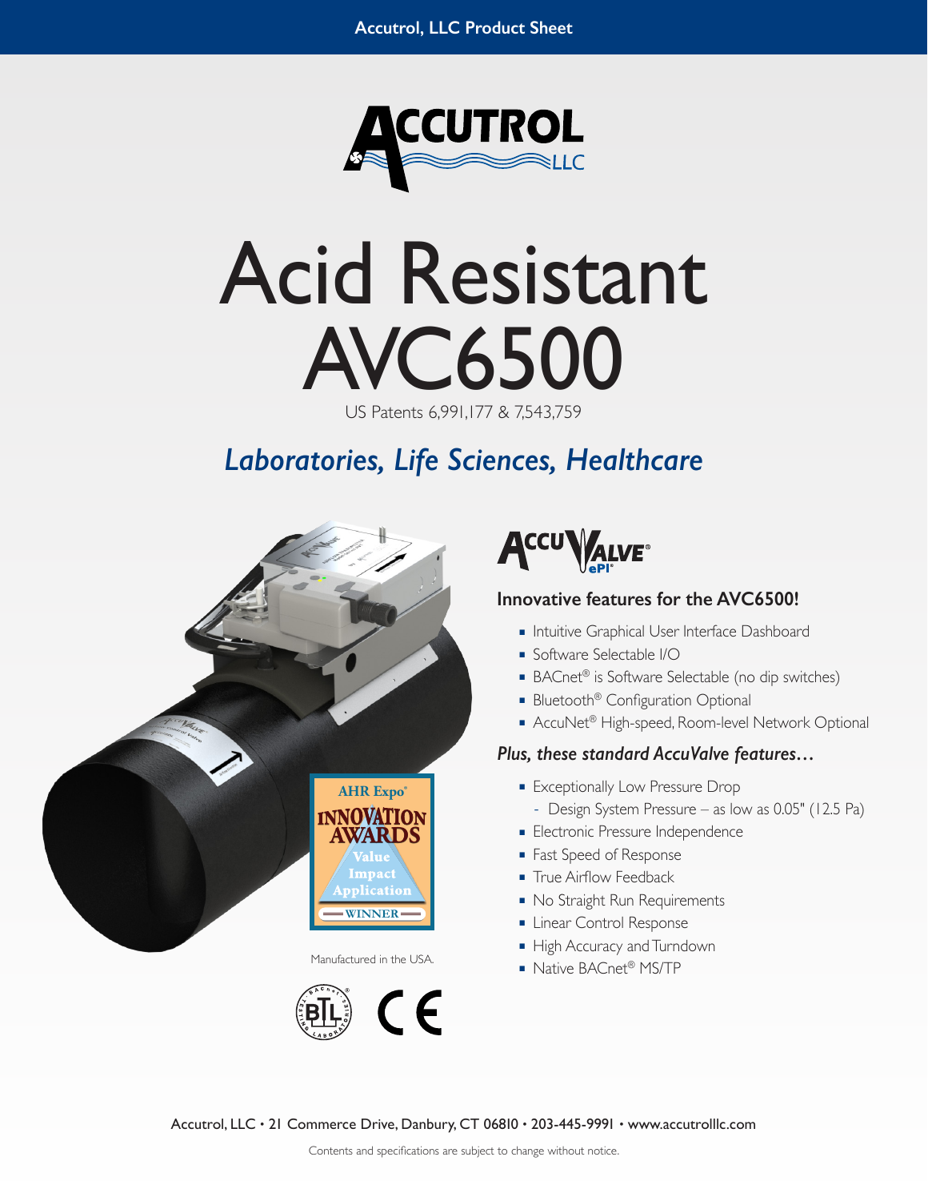Accutrol, LLC Product Sheet

# Acid Resistant AVC6500

US Patents 6,991,177 & 7,543,759

## *Laboratories, Life Sciences, Healthcare*

AHR Expo® INNOVATION AWARDS Value Impact Application WINNER

Manufactured in the USA.

### Innovative features for the AVC6500!

- Intuitive Graphical User Interface Dashboard
- Software Selectable I/O
- BACnet® is Software Selectable (no dip switches)
- Bluetooth® Configuration Optional
- AccuNet® High-speed, Room-level Network Optional

### *Plus, these standard AccuValve features…*

- Exceptionally Low Pressure Drop
  - Design System Pressure – as low as 0.05" (12.5 Pa)
- Electronic Pressure Independence
- Fast Speed of Response
- True Airflow Feedback
- No Straight Run Requirements
- Linear Control Response
- High Accuracy and Turndown
- Native BACnet® MS/TP

Accutrol, LLC • 21 Commerce Drive, Danbury, CT 06810 • 203-445-9991 • www.accutrolllc.com

Contents and specifications are subject to change without notice.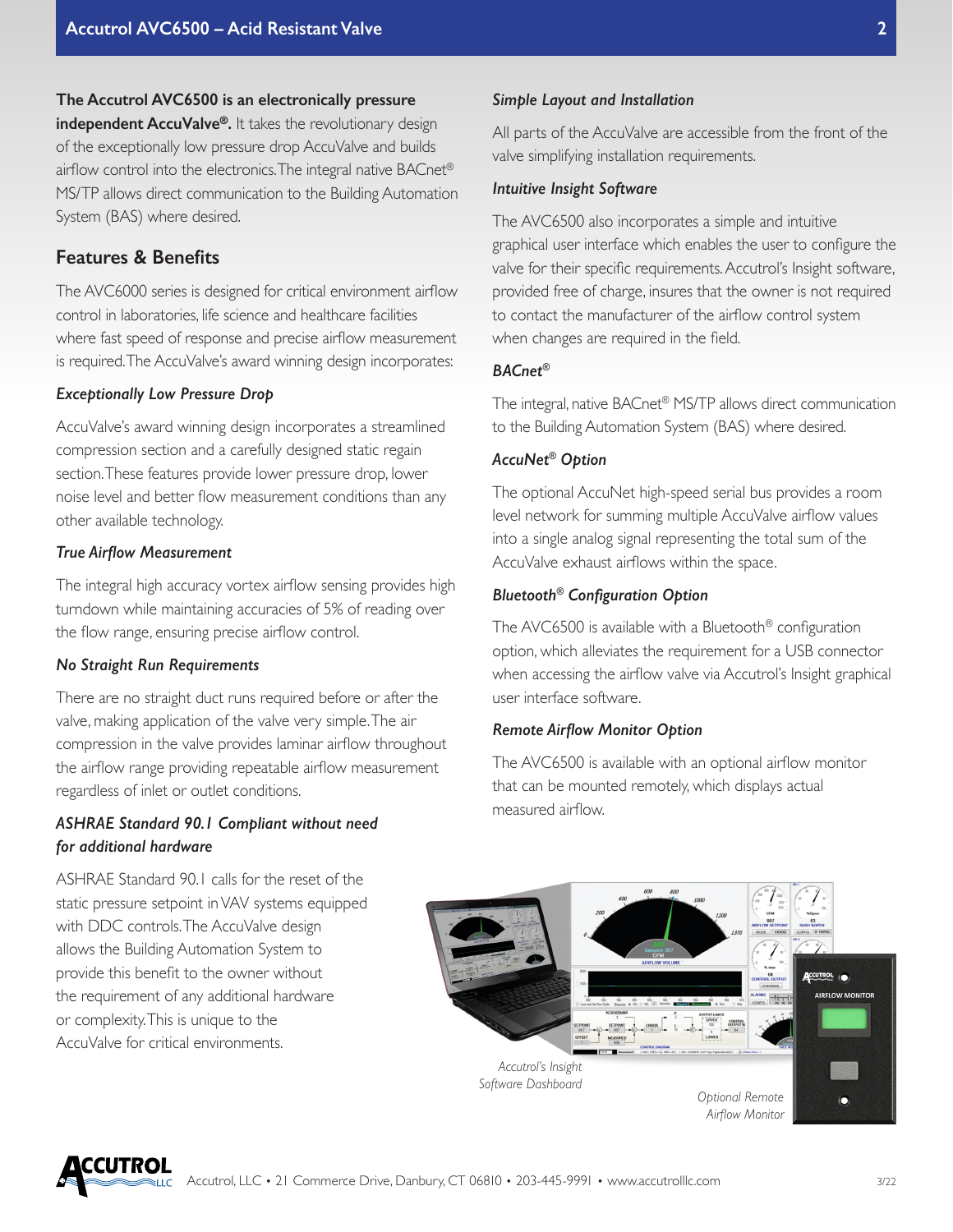**The Accutrol AVC6500 is an electronically pressure independent AccuValve®.** It takes the revolutionary design of the exceptionally low pressure drop AccuValve and builds airflow control into the electronics. The integral native BACnet® MS/TP allows direct communication to the Building Automation System (BAS) where desired.

## Features & Benefits

The AVC6000 series is designed for critical environment airflow control in laboratories, life science and healthcare facilities where fast speed of response and precise airflow measurement is required. The AccuValve's award winning design incorporates:

### *Exceptionally Low Pressure Drop*

AccuValve's award winning design incorporates a streamlined compression section and a carefully designed static regain section. These features provide lower pressure drop, lower noise level and better flow measurement conditions than any other available technology.

### *True Airflow Measurement*

The integral high accuracy vortex airflow sensing provides high turndown while maintaining accuracies of 5% of reading over the flow range, ensuring precise airflow control.

### *No Straight Run Requirements*

There are no straight duct runs required before or after the valve, making application of the valve very simple. The air compression in the valve provides laminar airflow throughout the airflow range providing repeatable airflow measurement regardless of inlet or outlet conditions.

### *ASHRAE Standard 90.1 Compliant without need for additional hardware*

ASHRAE Standard 90.1 calls for the reset of the static pressure setpoint in VAV systems equipped with DDC controls. The AccuValve design allows the Building Automation System to provide this benefit to the owner without the requirement of any additional hardware or complexity. This is unique to the AccuValve for critical environments.

### *Simple Layout and Installation*

All parts of the AccuValve are accessible from the front of the valve simplifying installation requirements.

### *Intuitive Insight Software*

The AVC6500 also incorporates a simple and intuitive graphical user interface which enables the user to configure the valve for their specific requirements. Accutrol's Insight software, provided free of charge, insures that the owner is not required to contact the manufacturer of the airflow control system when changes are required in the field.

### *BACnet®*

The integral, native BACnet® MS/TP allows direct communication to the Building Automation System (BAS) where desired.

### *AccuNet® Option*

The optional AccuNet high-speed serial bus provides a room level network for summing multiple AccuValve airflow values into a single analog signal representing the total sum of the AccuValve exhaust airflows within the space.

### *Bluetooth® Configuration Option*

The AVC6500 is available with a Bluetooth® configuration option, which alleviates the requirement for a USB connector when accessing the airflow valve via Accutrol's Insight graphical user interface software.

### *Remote Airflow Monitor Option*

The AVC6500 is available with an optional airflow monitor that can be mounted remotely, which displays actual measured airflow.

Accutrol's Insight Software Dashboard

Optional Remote Airflow Monitor

Accutrol, LLC • 21 Commerce Drive, Danbury, CT 06810 • 203-445-9991 • www.accutrolllc.com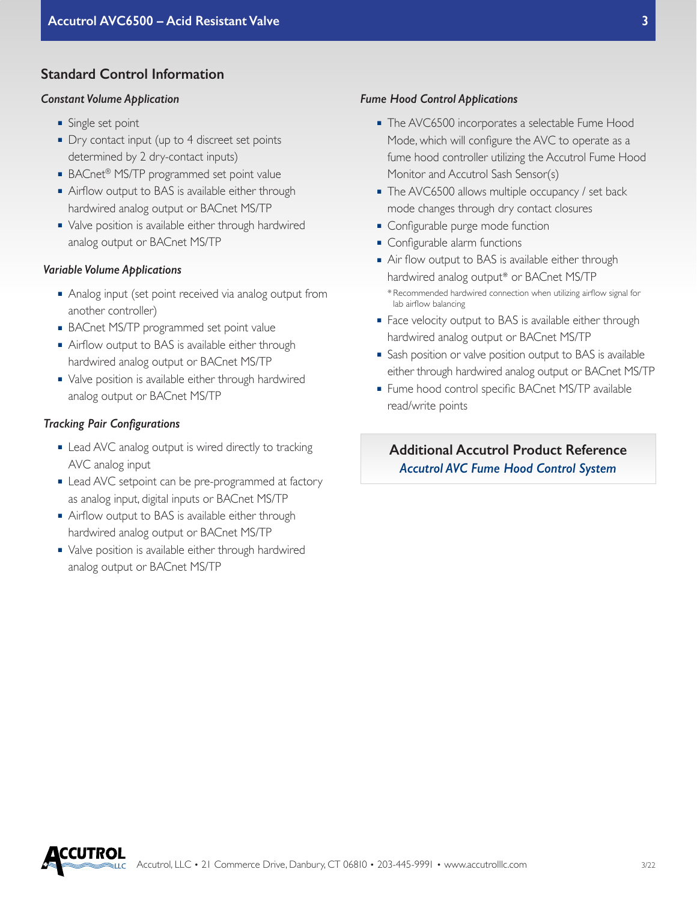## Standard Control Information

### *Constant Volume Application*

- Single set point
- Dry contact input (up to 4 discreet set points determined by 2 dry-contact inputs)
- BACnet® MS/TP programmed set point value
- Airflow output to BAS is available either through hardwired analog output or BACnet MS/TP
- Valve position is available either through hardwired analog output or BACnet MS/TP

### *Variable Volume Applications*

- Analog input (set point received via analog output from another controller)
- BACnet MS/TP programmed set point value
- Airflow output to BAS is available either through hardwired analog output or BACnet MS/TP
- Valve position is available either through hardwired analog output or BACnet MS/TP

### *Tracking Pair Configurations*

- Lead AVC analog output is wired directly to tracking AVC analog input
- Lead AVC setpoint can be pre-programmed at factory as analog input, digital inputs or BACnet MS/TP
- Airflow output to BAS is available either through hardwired analog output or BACnet MS/TP
- Valve position is available either through hardwired analog output or BACnet MS/TP

### *Fume Hood Control Applications*

- The AVC6500 incorporates a selectable Fume Hood Mode, which will configure the AVC to operate as a fume hood controller utilizing the Accutrol Fume Hood Monitor and Accutrol Sash Sensor(s)
- The AVC6500 allows multiple occupancy / set back mode changes through dry contact closures
- Configurable purge mode function
- Configurable alarm functions
- Air flow output to BAS is available either through hardwired analog output* or BACnet MS/TP

  \* Recommended hardwired connection when utilizing airflow signal for lab airflow balancing
- Face velocity output to BAS is available either through hardwired analog output or BACnet MS/TP
- Sash position or valve position output to BAS is available either through hardwired analog output or BACnet MS/TP
- Fume hood control specific BACnet MS/TP available read/write points

**Additional Accutrol Product Reference**

*Accutrol AVC Fume Hood Control System*

Accutrol, LLC • 21 Commerce Drive, Danbury, CT 06810 • 203-445-9991 • www.accutrolllc.com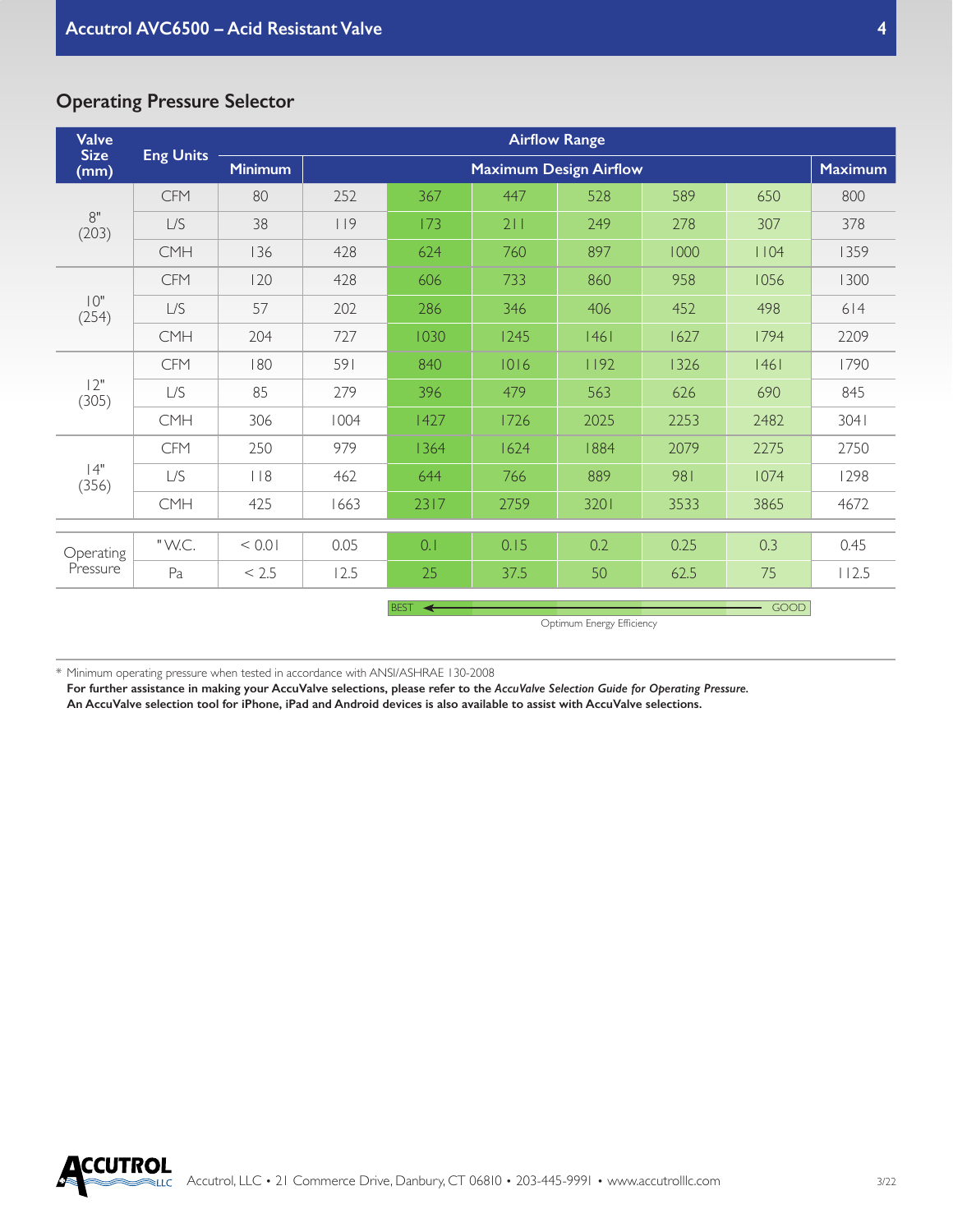## Operating Pressure Selector

| Valve Size (mm) | Eng Units | Airflow Range | | | | | | | |
|---|---|---|---|---|---|---|---|---|---|
| | | Minimum | Maximum Design Airflow | | | | | | Maximum |
| 8" (203) | CFM | 80 | 252 | 367 | 447 | 528 | 589 | 650 | 800 |
| | L/S | 38 | 119 | 173 | 211 | 249 | 278 | 307 | 378 |
| | CMH | 136 | 428 | 624 | 760 | 897 | 1000 | 1104 | 1359 |
| 10" (254) | CFM | 120 | 428 | 606 | 733 | 860 | 958 | 1056 | 1300 |
| | L/S | 57 | 202 | 286 | 346 | 406 | 452 | 498 | 614 |
| | CMH | 204 | 727 | 1030 | 1245 | 1461 | 1627 | 1794 | 2209 |
| 12" (305) | CFM | 180 | 591 | 840 | 1016 | 1192 | 1326 | 1461 | 1790 |
| | L/S | 85 | 279 | 396 | 479 | 563 | 626 | 690 | 845 |
| | CMH | 306 | 1004 | 1427 | 1726 | 2025 | 2253 | 2482 | 3041 |
| 14" (356) | CFM | 250 | 979 | 1364 | 1624 | 1884 | 2079 | 2275 | 2750 |
| | L/S | 118 | 462 | 644 | 766 | 889 | 981 | 1074 | 1298 |
| | CMH | 425 | 1663 | 2317 | 2759 | 3201 | 3533 | 3865 | 4672 |
| Operating Pressure | "W.C. | < 0.01 | 0.05 | 0.1 | 0.15 | 0.2 | 0.25 | 0.3 | 0.45 |
| | Pa | < 2.5 | 12.5 | 25 | 37.5 | 50 | 62.5 | 75 | 112.5 |

BEST ← GOOD

Optimum Energy Efficiency

* Minimum operating pressure when tested in accordance with ANSI/ASHRAE 130-2008

**For further assistance in making your AccuValve selections, please refer to the *AccuValve Selection Guide for Operating Pressure*.**

**An AccuValve selection tool for iPhone, iPad and Android devices is also available to assist with AccuValve selections.**

Accutrol, LLC • 21 Commerce Drive, Danbury, CT 06810 • 203-445-9991 • www.accutrolllc.com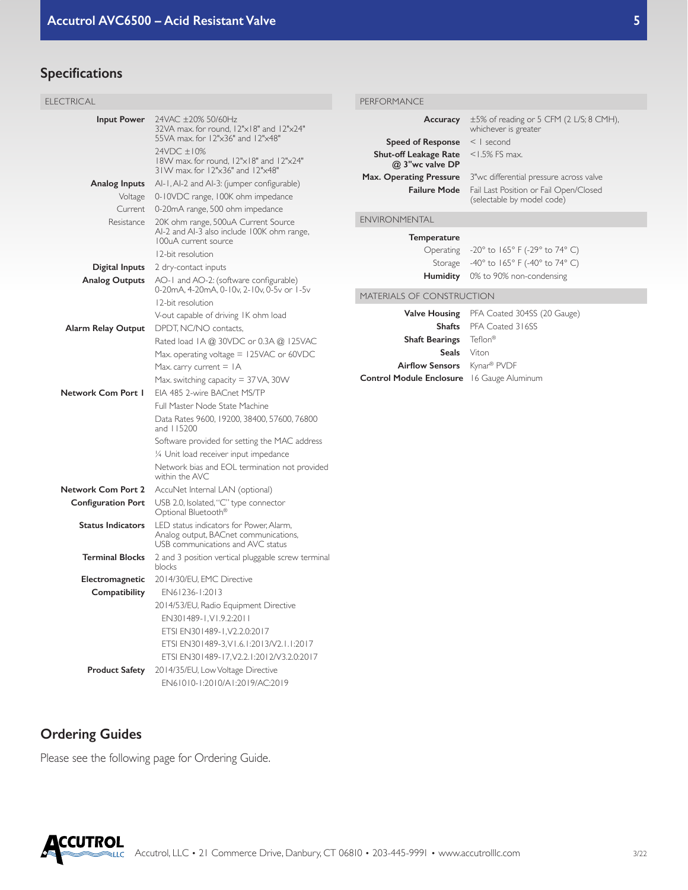## Specifications

### ELECTRICAL

| | |
|---|---|
| **Input Power** | 24VAC ±20% 50/60Hz<br>32VA max. for round, 12"x18" and 12"x24"<br>55VA max. for 12"x36" and 12"x48" |
| | 24VDC ±10%<br>18W max. for round, 12"x18" and 12"x24"<br>31W max. for 12"x36" and 12"x48" |
| **Analog Inputs** | AI-1, AI-2 and AI-3: (jumper configurable) |
| Voltage | 0-10VDC range, 100K ohm impedance |
| Current | 0-20mA range, 500 ohm impedance |
| Resistance | 20K ohm range, 500uA Current Source<br>AI-2 and AI-3 also include 100K ohm range, 100uA current source |
| | 12-bit resolution |
| **Digital Inputs** | 2 dry-contact inputs |
| **Analog Outputs** | AO-1 and AO-2: (software configurable)<br>0-20mA, 4-20mA, 0-10v, 2-10v, 0-5v or 1-5v |
| | 12-bit resolution |
| | V-out capable of driving 1K ohm load |
| **Alarm Relay Output** | DPDT, NC/NO contacts, |
| | Rated load 1A @ 30VDC or 0.3A @ 125VAC |
| | Max. operating voltage = 125VAC or 60VDC |
| | Max. carry current = 1A |
| | Max. switching capacity = 37VA, 30W |
| **Network Com Port 1** | EIA 485 2-wire BACnet MS/TP |
| | Full Master Node State Machine |
| | Data Rates 9600, 19200, 38400, 57600, 76800 and 115200 |
| | Software provided for setting the MAC address |
| | ¼ Unit load receiver input impedance |
| | Network bias and EOL termination not provided within the AVC |
| **Network Com Port 2** | AccuNet Internal LAN (optional) |
| **Configuration Port** | USB 2.0, Isolated, "C" type connector<br>Optional Bluetooth® |
| **Status Indicators** | LED status indicators for Power, Alarm, Analog output, BACnet communications, USB communications and AVC status |
| **Terminal Blocks** | 2 and 3 position vertical pluggable screw terminal blocks |
| **Electromagnetic Compatibility** | 2014/30/EU, EMC Directive |
| | EN61236-1:2013 |
| | 2014/53/EU, Radio Equipment Directive |
| | EN301489-1, V1.9.2:2011 |
| | ETSI EN301489-1, V2.2.0:2017 |
| | ETSI EN301489-3, V1.6.1:2013/V2.1.1:2017 |
| | ETSI EN301489-17, V2.2.1:2012/V3.2.0:2017 |
| **Product Safety** | 2014/35/EU, Low Voltage Directive |
| | EN61010-1:2010/A1:2019/AC:2019 |

### PERFORMANCE

| | |
|---|---|
| **Accuracy** | ±5% of reading or 5 CFM (2 L/S; 8 CMH), whichever is greater |
| **Speed of Response** | < 1 second |
| **Shut-off Leakage Rate @ 3"wc valve DP** | <1.5% FS max. |
| **Max. Operating Pressure** | 3"wc differential pressure across valve |
| **Failure Mode** | Fail Last Position or Fail Open/Closed (selectable by model code) |

### ENVIRONMENTAL

| | |
|---|---|
| **Temperature** | |
| Operating | -20° to 165° F (-29° to 74° C) |
| Storage | -40° to 165° F (-40° to 74° C) |
| **Humidity** | 0% to 90% non-condensing |

### MATERIALS OF CONSTRUCTION

| | |
|---|---|
| **Valve Housing** | PFA Coated 304SS (20 Gauge) |
| **Shafts** | PFA Coated 316SS |
| **Shaft Bearings** | Teflon® |
| **Seals** | Viton |
| **Airflow Sensors** | Kynar® PVDF |
| **Control Module Enclosure** | 16 Gauge Aluminum |

## Ordering Guides

Please see the following page for Ordering Guide.

Accutrol, LLC • 21 Commerce Drive, Danbury, CT 06810 • 203-445-9991 • www.accutrolllc.com

3/22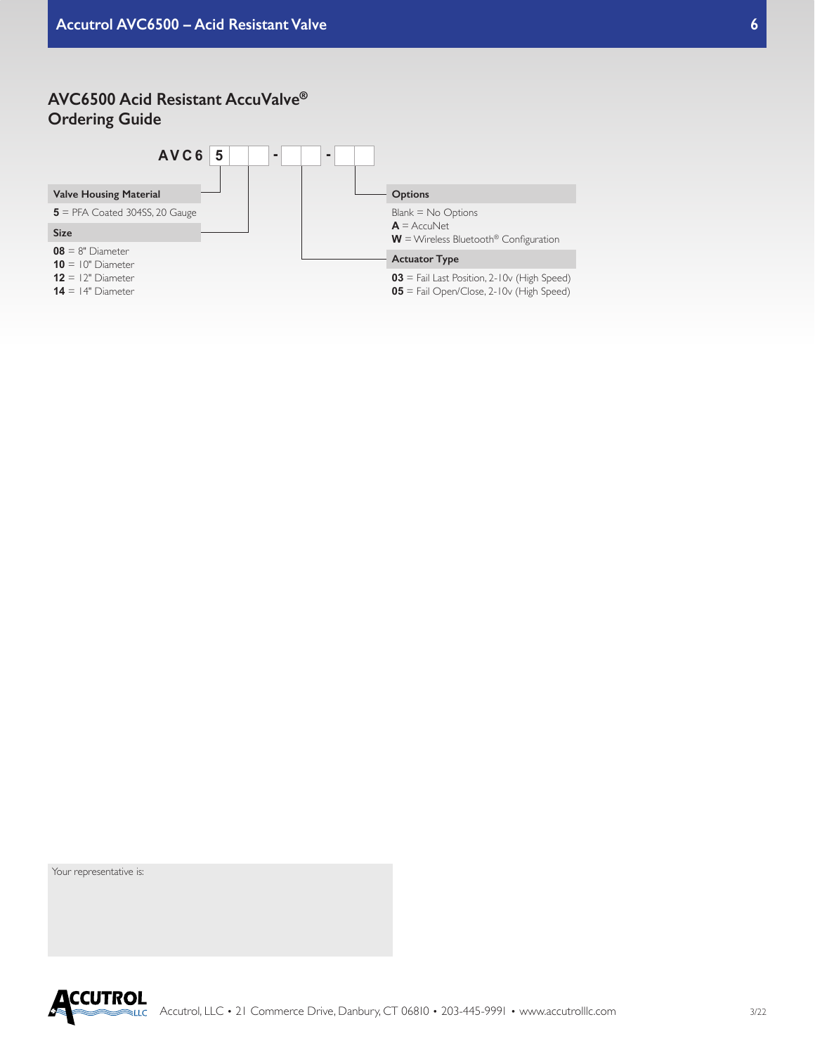## AVC6500 Acid Resistant AccuValve®
## Ordering Guide

**AVC6** 5 ☐ ☐ - ☐ ☐ - ☐ ☐

**Valve Housing Material**

**5** = PFA Coated 304SS, 20 Gauge

**Size**

**08** = 8" Diameter
**10** = 10" Diameter
**12** = 12" Diameter
**14** = 14" Diameter

**Options**

Blank = No Options
**A** = AccuNet
**W** = Wireless Bluetooth® Configuration

**Actuator Type**

**03** = Fail Last Position, 2-10v (High Speed)
**05** = Fail Open/Close, 2-10v (High Speed)

Your representative is:

Accutrol, LLC • 21 Commerce Drive, Danbury, CT 06810 • 203-445-9991 • www.accutrolllc.com

3/22